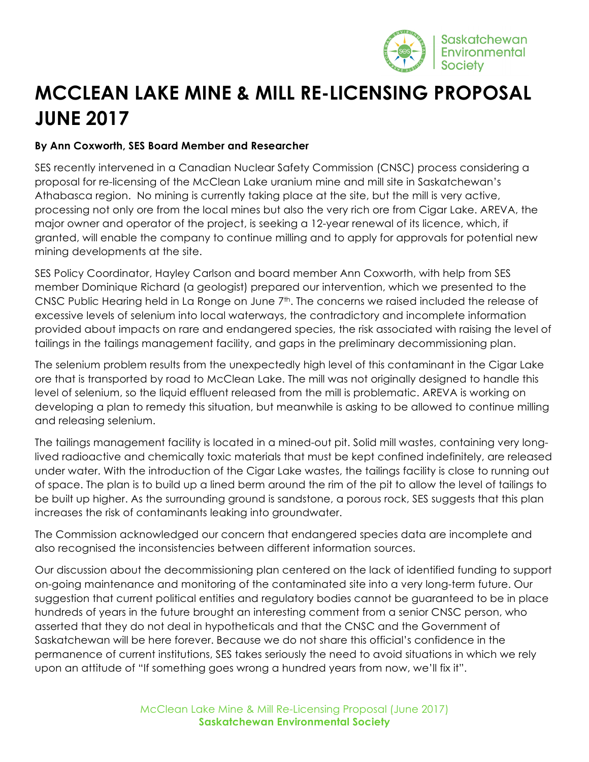# MCCLEAN LAKE MINE & MILL RE-LICENSING PROPOSAL JUNE 2017

**By Ann Coxworth, SES Board Member and Researcher**

SES recently intervened in a Canadian Nuclear Safety Commission (CNSC) process considering a proposal for re-licensing of the McClean Lake uranium mine and mill site in Saskatchewan's Athabasca region. No mining is currently taking place at the site, but the mill is very active, processing not only ore from the local mines but also the very rich ore from Cigar Lake. AREVA, the major owner and operator of the project, is seeking a 12-year renewal of its licence, which, if granted, will enable the company to continue milling and to apply for approvals for potential new mining developments at the site.

SES Policy Coordinator, Hayley Carlson and board member Ann Coxworth, with help from SES member Dominique Richard (a geologist) prepared our intervention, which we presented to the CNSC Public Hearing held in La Ronge on June 7th. The concerns we raised included the release of excessive levels of selenium into local waterways, the contradictory and incomplete information provided about impacts on rare and endangered species, the risk associated with raising the level of tailings in the tailings management facility, and gaps in the preliminary decommissioning plan.

The selenium problem results from the unexpectedly high level of this contaminant in the Cigar Lake ore that is transported by road to McClean Lake. The mill was not originally designed to handle this level of selenium, so the liquid effluent released from the mill is problematic. AREVA is working on developing a plan to remedy this situation, but meanwhile is asking to be allowed to continue milling and releasing selenium.

The tailings management facility is located in a mined-out pit. Solid mill wastes, containing very long-lived radioactive and chemically toxic materials that must be kept confined indefinitely, are released under water. With the introduction of the Cigar Lake wastes, the tailings facility is close to running out of space. The plan is to build up a lined berm around the rim of the pit to allow the level of tailings to be built up higher. As the surrounding ground is sandstone, a porous rock, SES suggests that this plan increases the risk of contaminants leaking into groundwater.

The Commission acknowledged our concern that endangered species data are incomplete and also recognised the inconsistencies between different information sources.

Our discussion about the decommissioning plan centered on the lack of identified funding to support on-going maintenance and monitoring of the contaminated site into a very long-term future. Our suggestion that current political entities and regulatory bodies cannot be guaranteed to be in place hundreds of years in the future brought an interesting comment from a senior CNSC person, who asserted that they do not deal in hypotheticals and that the CNSC and the Government of Saskatchewan will be here forever. Because we do not share this official's confidence in the permanence of current institutions, SES takes seriously the need to avoid situations in which we rely upon an attitude of "If something goes wrong a hundred years from now, we'll fix it".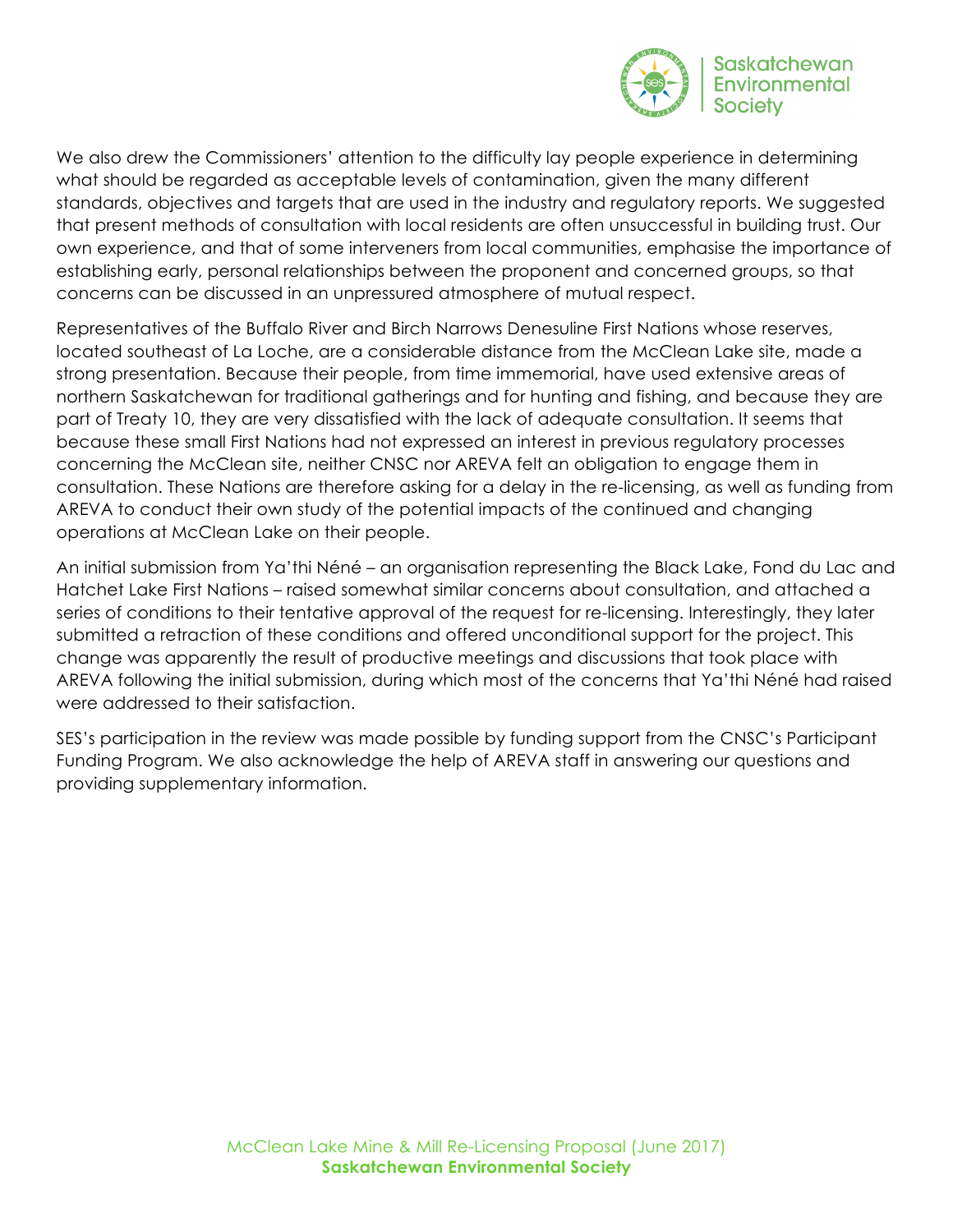We also drew the Commissioners' attention to the difficulty lay people experience in determining what should be regarded as acceptable levels of contamination, given the many different standards, objectives and targets that are used in the industry and regulatory reports. We suggested that present methods of consultation with local residents are often unsuccessful in building trust. Our own experience, and that of some interveners from local communities, emphasise the importance of establishing early, personal relationships between the proponent and concerned groups, so that concerns can be discussed in an unpressured atmosphere of mutual respect.

Representatives of the Buffalo River and Birch Narrows Denesuline First Nations whose reserves, located southeast of La Loche, are a considerable distance from the McClean Lake site, made a strong presentation. Because their people, from time immemorial, have used extensive areas of northern Saskatchewan for traditional gatherings and for hunting and fishing, and because they are part of Treaty 10, they are very dissatisfied with the lack of adequate consultation. It seems that because these small First Nations had not expressed an interest in previous regulatory processes concerning the McClean site, neither CNSC nor AREVA felt an obligation to engage them in consultation. These Nations are therefore asking for a delay in the re-licensing, as well as funding from AREVA to conduct their own study of the potential impacts of the continued and changing operations at McClean Lake on their people.

An initial submission from Ya'thi Néné – an organisation representing the Black Lake, Fond du Lac and Hatchet Lake First Nations – raised somewhat similar concerns about consultation, and attached a series of conditions to their tentative approval of the request for re-licensing. Interestingly, they later submitted a retraction of these conditions and offered unconditional support for the project. This change was apparently the result of productive meetings and discussions that took place with AREVA following the initial submission, during which most of the concerns that Ya'thi Néné had raised were addressed to their satisfaction.

SES's participation in the review was made possible by funding support from the CNSC's Participant Funding Program. We also acknowledge the help of AREVA staff in answering our questions and providing supplementary information.